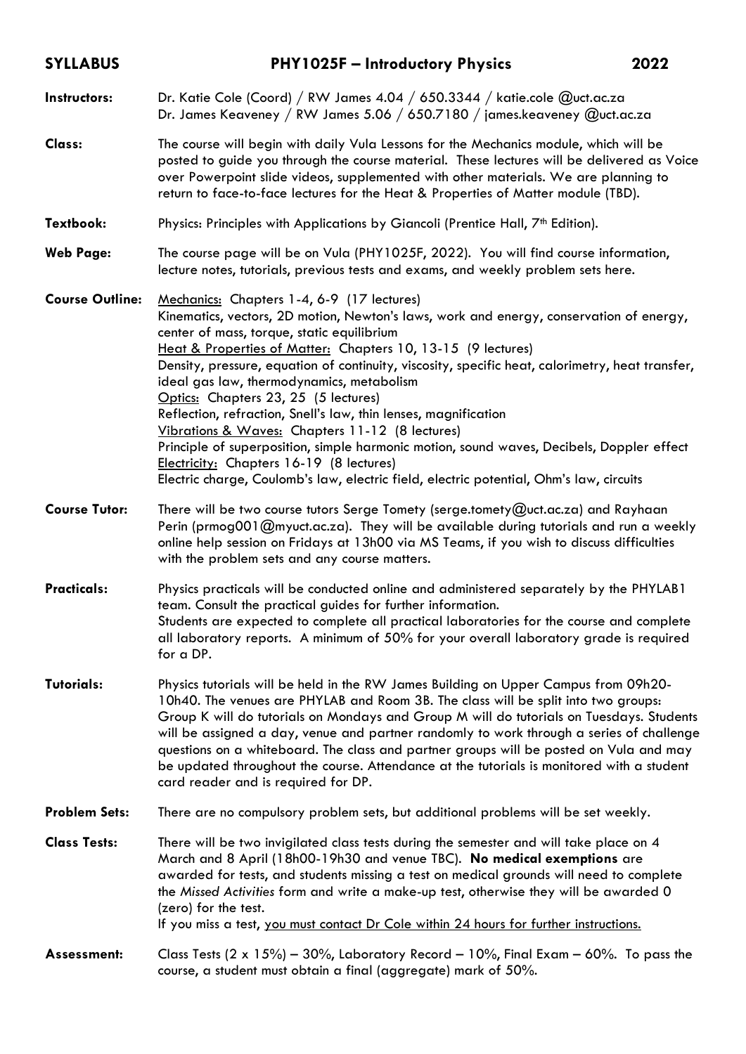**SYLLABUS** **PHY1025F – Introductory Physics** **2022**

**Instructors:** Dr. Katie Cole (Coord) / RW James 4.04 / 650.3344 / katie.cole @uct.ac.za
Dr. James Keaveney / RW James 5.06 / 650.7180 / james.keaveney @uct.ac.za

**Class:** The course will begin with daily Vula Lessons for the Mechanics module, which will be posted to guide you through the course material. These lectures will be delivered as Voice over Powerpoint slide videos, supplemented with other materials. We are planning to return to face-to-face lectures for the Heat & Properties of Matter module (TBD).

**Textbook:** Physics: Principles with Applications by Giancoli (Prentice Hall, 7th Edition).

**Web Page:** The course page will be on Vula (PHY1025F, 2022). You will find course information, lecture notes, tutorials, previous tests and exams, and weekly problem sets here.

**Course Outline:** Mechanics: Chapters 1-4, 6-9 (17 lectures)
Kinematics, vectors, 2D motion, Newton's laws, work and energy, conservation of energy, center of mass, torque, static equilibrium
Heat & Properties of Matter: Chapters 10, 13-15 (9 lectures)
Density, pressure, equation of continuity, viscosity, specific heat, calorimetry, heat transfer, ideal gas law, thermodynamics, metabolism
Optics: Chapters 23, 25 (5 lectures)
Reflection, refraction, Snell's law, thin lenses, magnification
Vibrations & Waves: Chapters 11-12 (8 lectures)
Principle of superposition, simple harmonic motion, sound waves, Decibels, Doppler effect
Electricity: Chapters 16-19 (8 lectures)
Electric charge, Coulomb's law, electric field, electric potential, Ohm's law, circuits

**Course Tutor:** There will be two course tutors Serge Tomety (serge.tomety@uct.ac.za) and Rayhaan Perin (prmog001@myuct.ac.za). They will be available during tutorials and run a weekly online help session on Fridays at 13h00 via MS Teams, if you wish to discuss difficulties with the problem sets and any course matters.

**Practicals:** Physics practicals will be conducted online and administered separately by the PHYLAB1 team. Consult the practical guides for further information.
Students are expected to complete all practical laboratories for the course and complete all laboratory reports. A minimum of 50% for your overall laboratory grade is required for a DP.

**Tutorials:** Physics tutorials will be held in the RW James Building on Upper Campus from 09h20-10h40. The venues are PHYLAB and Room 3B. The class will be split into two groups: Group K will do tutorials on Mondays and Group M will do tutorials on Tuesdays. Students will be assigned a day, venue and partner randomly to work through a series of challenge questions on a whiteboard. The class and partner groups will be posted on Vula and may be updated throughout the course. Attendance at the tutorials is monitored with a student card reader and is required for DP.

**Problem Sets:** There are no compulsory problem sets, but additional problems will be set weekly.

**Class Tests:** There will be two invigilated class tests during the semester and will take place on 4 March and 8 April (18h00-19h30 and venue TBC). **No medical exemptions** are awarded for tests, and students missing a test on medical grounds will need to complete the *Missed Activities* form and write a make-up test, otherwise they will be awarded 0 (zero) for the test.
If you miss a test, you must contact Dr Cole within 24 hours for further instructions.

**Assessment:** Class Tests (2 x 15%) – 30%, Laboratory Record – 10%, Final Exam – 60%. To pass the course, a student must obtain a final (aggregate) mark of 50%.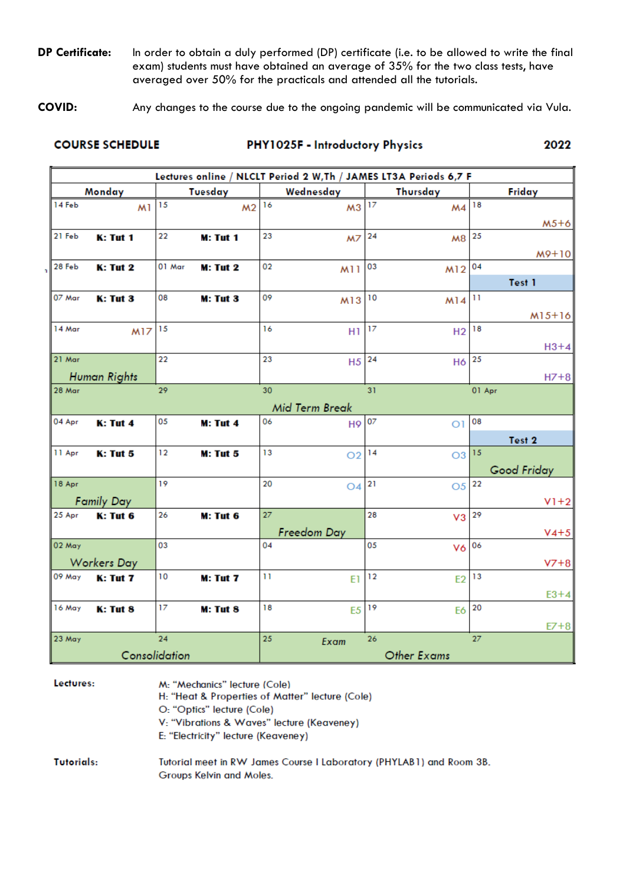**DP Certificate:** In order to obtain a duly performed (DP) certificate (i.e. to be allowed to write the final exam) students must have obtained an average of 35% for the two class tests, have averaged over 50% for the practicals and attended all the tutorials.

**COVID:** Any changes to the course due to the ongoing pandemic will be communicated via Vula.

## COURSE SCHEDULE — PHY1025F - Introductory Physics — 2022

Lectures online / NLCLT Period 2 W,Th / JAMES LT3A Periods 6,7 F

| Monday | Tuesday | Wednesday | Thursday | Friday |
|---|---|---|---|---|
| 14 Feb M1 | 15 M2 | 16 M3 | 17 M4 | 18 M5+6 |
| 21 Feb K: Tut 1 | 22 M: Tut 1 | 23 M7 | 24 M8 | 25 M9+10 |
| 28 Feb K: Tut 2 | 01 Mar M: Tut 2 | 02 M11 | 03 M12 | 04 Test 1 |
| 07 Mar K: Tut 3 | 08 M: Tut 3 | 09 M13 | 10 M14 | 11 M15+16 |
| 14 Mar M17 | 15 | 16 H1 | 17 H2 | 18 H3+4 |
| 21 Mar *Human Rights* | 22 | 23 H5 | 24 H6 | 25 H7+8 |
| 28 Mar *Mid Term Break* | 29 *Mid Term Break* | 30 *Mid Term Break* | 31 *Mid Term Break* | 01 Apr *Mid Term Break* |
| 04 Apr K: Tut 4 | 05 M: Tut 4 | 06 H9 | 07 O1 | 08 Test 2 |
| 11 Apr K: Tut 5 | 12 M: Tut 5 | 13 O2 | 14 O3 | 15 *Good Friday* |
| 18 Apr *Family Day* | 19 | 20 O4 | 21 O5 | 22 V1+2 |
| 25 Apr K: Tut 6 | 26 M: Tut 6 | 27 *Freedom Day* | 28 V3 | 29 V4+5 |
| 02 May *Workers Day* | 03 | 04 | 05 V6 | 06 V7+8 |
| 09 May K: Tut 7 | 10 M: Tut 7 | 11 E1 | 12 E2 | 13 E3+4 |
| 16 May K: Tut 8 | 17 M: Tut 8 | 18 E5 | 19 E6 | 20 E7+8 |
| 23 May *Consolidation* | 24 *Consolidation* | 25 Exam | 26 *Other Exams* | 27 *Other Exams* |

**Lectures:**

M: "Mechanics" lecture (Cole)
H: "Heat & Properties of Matter" lecture (Cole)
O: "Optics" lecture (Cole)
V: "Vibrations & Waves" lecture (Keaveney)
E: "Electricity" lecture (Keaveney)

**Tutorials:**

Tutorial meet in RW James Course I Laboratory (PHYLAB1) and Room 3B.
Groups Kelvin and Moles.